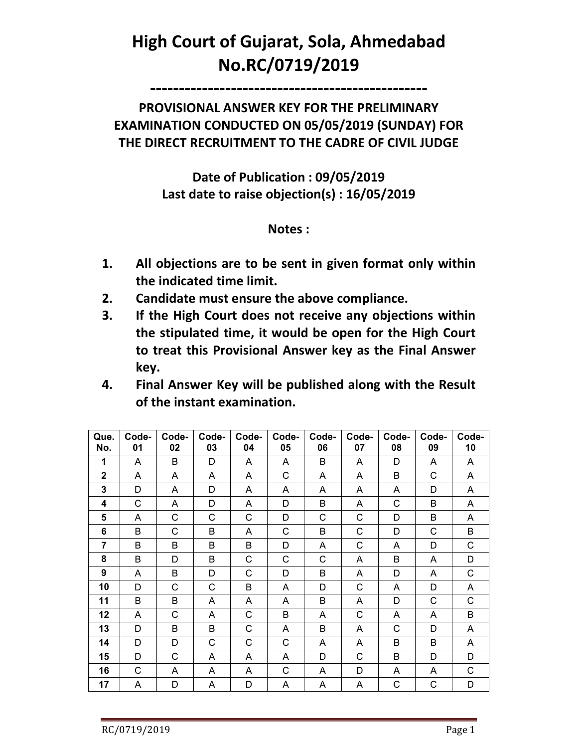# High Court of Gujarat, Sola, Ahmedabad
# No.RC/0719/2019

-----------------------------------------------

## PROVISIONAL ANSWER KEY FOR THE PRELIMINARY EXAMINATION CONDUCTED ON 05/05/2019 (SUNDAY) FOR THE DIRECT RECRUITMENT TO THE CADRE OF CIVIL JUDGE

**Date of Publication : 09/05/2019**
**Last date to raise objection(s) : 16/05/2019**

**Notes :**

1. **All objections are to be sent in given format only within the indicated time limit.**
2. **Candidate must ensure the above compliance.**
3. **If the High Court does not receive any objections within the stipulated time, it would be open for the High Court to treat this Provisional Answer key as the Final Answer key.**
4. **Final Answer Key will be published along with the Result of the instant examination.**

| Que. No. | Code-01 | Code-02 | Code-03 | Code-04 | Code-05 | Code-06 | Code-07 | Code-08 | Code-09 | Code-10 |
|---|---|---|---|---|---|---|---|---|---|---|
| 1 | A | B | D | A | A | B | A | D | A | A |
| 2 | A | A | A | A | C | A | A | B | C | A |
| 3 | D | A | D | A | A | A | A | A | D | A |
| 4 | C | A | D | A | D | B | A | C | B | A |
| 5 | A | C | C | C | D | C | C | D | B | A |
| 6 | B | C | B | A | C | B | C | D | C | B |
| 7 | B | B | B | B | D | A | C | A | D | C |
| 8 | B | D | B | C | C | C | A | B | A | D |
| 9 | A | B | D | C | D | B | A | D | A | C |
| 10 | D | C | C | B | A | D | C | A | D | A |
| 11 | B | B | A | A | A | B | A | D | C | C |
| 12 | A | C | A | C | B | A | C | A | A | B |
| 13 | D | B | B | C | A | B | A | C | D | A |
| 14 | D | D | C | C | C | A | A | B | B | A |
| 15 | D | C | A | A | A | D | C | B | D | D |
| 16 | C | A | A | A | C | A | D | A | A | C |
| 17 | A | D | A | D | A | A | A | C | C | D |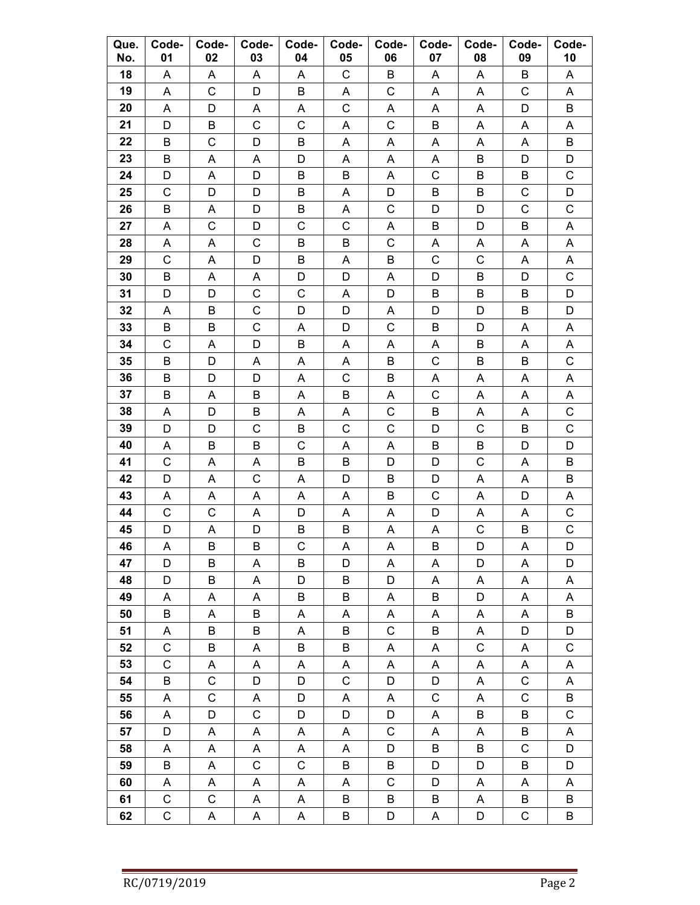| Que. No. | Code-01 | Code-02 | Code-03 | Code-04 | Code-05 | Code-06 | Code-07 | Code-08 | Code-09 | Code-10 |
|---|---|---|---|---|---|---|---|---|---|---|
| 18 | A | A | A | A | C | B | A | A | B | A |
| 19 | A | C | D | B | A | C | A | A | C | A |
| 20 | A | D | A | A | C | A | A | A | D | B |
| 21 | D | B | C | C | A | C | B | A | A | A |
| 22 | B | C | D | B | A | A | A | A | A | B |
| 23 | B | A | A | D | A | A | A | B | D | D |
| 24 | D | A | D | B | B | A | C | B | B | C |
| 25 | C | D | D | B | A | D | B | B | C | D |
| 26 | B | A | D | B | A | C | D | D | C | C |
| 27 | A | C | D | C | C | A | B | D | B | A |
| 28 | A | A | C | B | B | C | A | A | A | A |
| 29 | C | A | D | B | A | B | C | C | A | A |
| 30 | B | A | A | D | D | A | D | B | D | C |
| 31 | D | D | C | C | A | D | B | B | B | D |
| 32 | A | B | C | D | D | A | D | D | B | D |
| 33 | B | B | C | A | D | C | B | D | A | A |
| 34 | C | A | D | B | A | A | A | B | A | A |
| 35 | B | D | A | A | A | B | C | B | B | C |
| 36 | B | D | D | A | C | B | A | A | A | A |
| 37 | B | A | B | A | B | A | C | A | A | A |
| 38 | A | D | B | A | A | C | B | A | A | C |
| 39 | D | D | C | B | C | C | D | C | B | C |
| 40 | A | B | B | C | A | A | B | B | D | D |
| 41 | C | A | A | B | B | D | D | C | A | B |
| 42 | D | A | C | A | D | B | D | A | A | B |
| 43 | A | A | A | A | A | B | C | A | D | A |
| 44 | C | C | A | D | A | A | D | A | A | C |
| 45 | D | A | D | B | B | A | A | C | B | C |
| 46 | A | B | B | C | A | A | B | D | A | D |
| 47 | D | B | A | B | D | A | A | D | A | D |
| 48 | D | B | A | D | B | D | A | A | A | A |
| 49 | A | A | A | B | B | A | B | D | A | A |
| 50 | B | A | B | A | A | A | A | A | A | B |
| 51 | A | B | B | A | B | C | B | A | D | D |
| 52 | C | B | A | B | B | A | A | C | A | C |
| 53 | C | A | A | A | A | A | A | A | A | A |
| 54 | B | C | D | D | C | D | D | A | C | A |
| 55 | A | C | A | D | A | A | C | A | C | B |
| 56 | A | D | C | D | D | D | A | B | B | C |
| 57 | D | A | A | A | A | C | A | A | B | A |
| 58 | A | A | A | A | A | D | B | B | C | D |
| 59 | B | A | C | C | B | B | D | D | B | D |
| 60 | A | A | A | A | A | C | D | A | A | A |
| 61 | C | C | A | A | B | B | B | A | B | B |
| 62 | C | A | A | A | B | D | A | D | C | B |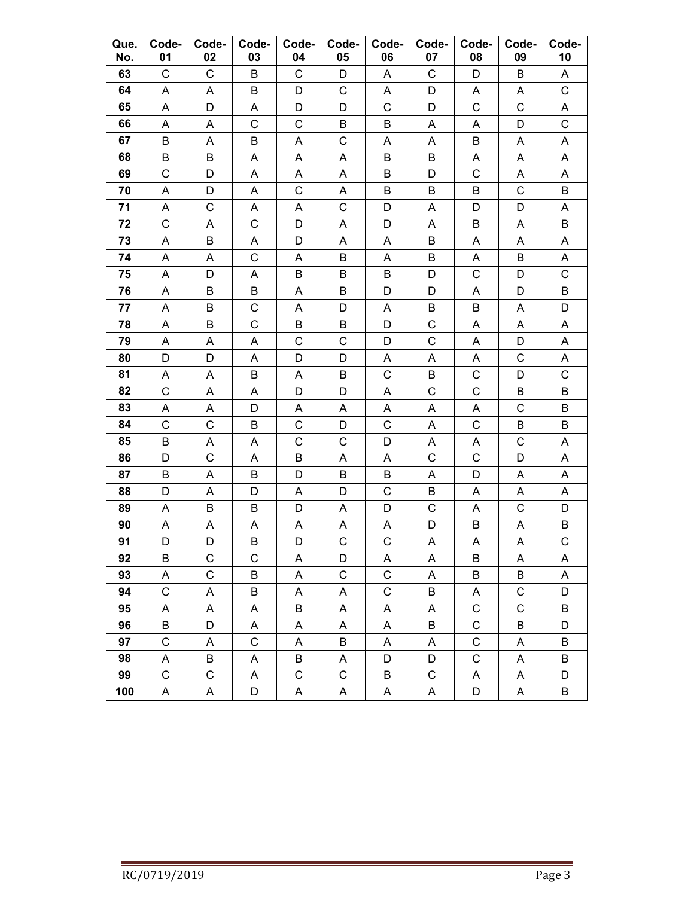| Que. No. | Code-01 | Code-02 | Code-03 | Code-04 | Code-05 | Code-06 | Code-07 | Code-08 | Code-09 | Code-10 |
|---|---|---|---|---|---|---|---|---|---|---|
| 63 | C | C | B | C | D | A | C | D | B | A |
| 64 | A | A | B | D | C | A | D | A | A | C |
| 65 | A | D | A | D | D | C | D | C | C | A |
| 66 | A | A | C | C | B | B | A | A | D | C |
| 67 | B | A | B | A | C | A | A | B | A | A |
| 68 | B | B | A | A | A | B | B | A | A | A |
| 69 | C | D | A | A | A | B | D | C | A | A |
| 70 | A | D | A | C | A | B | B | B | C | B |
| 71 | A | C | A | A | C | D | A | D | D | A |
| 72 | C | A | C | D | A | D | A | B | A | B |
| 73 | A | B | A | D | A | A | B | A | A | A |
| 74 | A | A | C | A | B | A | B | A | B | A |
| 75 | A | D | A | B | B | B | D | C | D | C |
| 76 | A | B | B | A | B | D | D | A | D | B |
| 77 | A | B | C | A | D | A | B | B | A | D |
| 78 | A | B | C | B | B | D | C | A | A | A |
| 79 | A | A | A | C | C | D | C | A | D | A |
| 80 | D | D | A | D | D | A | A | A | C | A |
| 81 | A | A | B | A | B | C | B | C | D | C |
| 82 | C | A | A | D | D | A | C | C | B | B |
| 83 | A | A | D | A | A | A | A | A | C | B |
| 84 | C | C | B | C | D | C | A | C | B | B |
| 85 | B | A | A | C | C | D | A | A | C | A |
| 86 | D | C | A | B | A | A | C | C | D | A |
| 87 | B | A | B | D | B | B | A | D | A | A |
| 88 | D | A | D | A | D | C | B | A | A | A |
| 89 | A | B | B | D | A | D | C | A | C | D |
| 90 | A | A | A | A | A | A | D | B | A | B |
| 91 | D | D | B | D | C | C | A | A | A | C |
| 92 | B | C | C | A | D | A | A | B | A | A |
| 93 | A | C | B | A | C | C | A | B | B | A |
| 94 | C | A | B | A | A | C | B | A | C | D |
| 95 | A | A | A | B | A | A | A | C | C | B |
| 96 | B | D | A | A | A | A | B | C | B | D |
| 97 | C | A | C | A | B | A | A | C | A | B |
| 98 | A | B | A | B | A | D | D | C | A | B |
| 99 | C | C | A | C | C | B | C | A | A | D |
| 100 | A | A | D | A | A | A | A | D | A | B |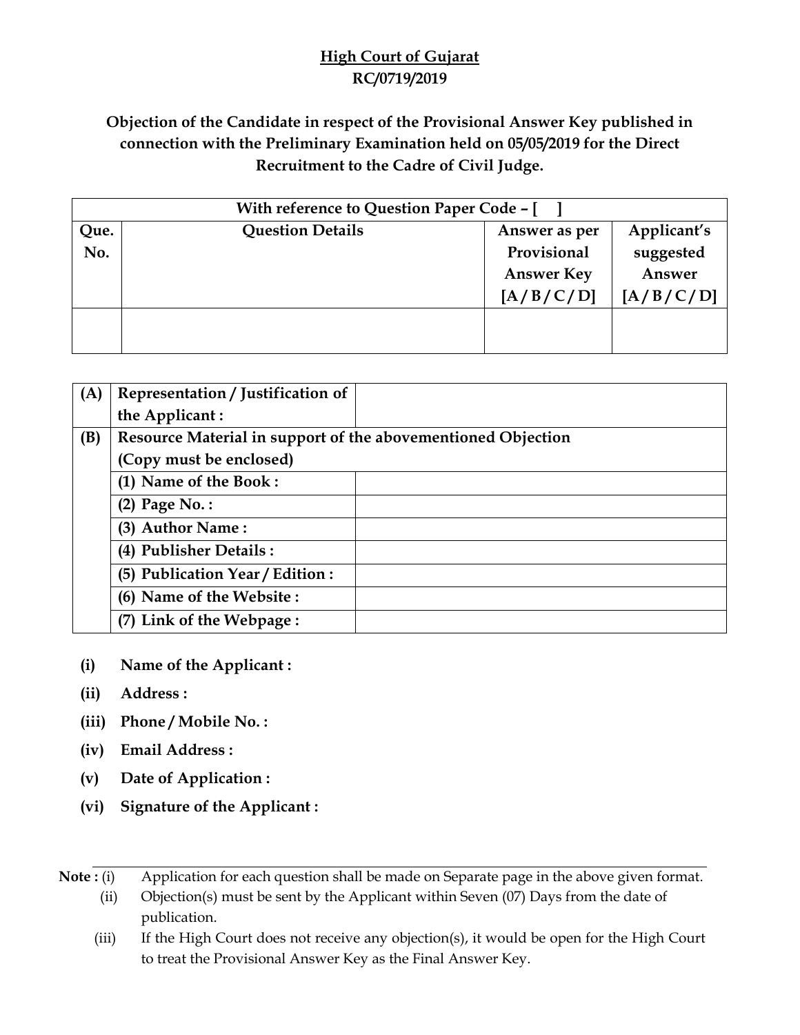**High Court of Gujarat**
**RC/0719/2019**

**Objection of the Candidate in respect of the Provisional Answer Key published in connection with the Preliminary Examination held on 05/05/2019 for the Direct Recruitment to the Cadre of Civil Judge.**

| With reference to Question Paper Code – [ ] | | | |
|---|---|---|---|
| **Que. No.** | **Question Details** | **Answer as per Provisional Answer Key [A / B / C / D]** | **Applicant's suggested Answer [A / B / C / D]** |
| | | | |

| | | |
|---|---|---|
| **(A)** | **Representation / Justification of the Applicant :** | |
| **(B)** | **Resource Material in support of the abovementioned Objection (Copy must be enclosed)** | |
| | **(1) Name of the Book :** | |
| | **(2) Page No. :** | |
| | **(3) Author Name :** | |
| | **(4) Publisher Details :** | |
| | **(5) Publication Year / Edition :** | |
| | **(6) Name of the Website :** | |
| | **(7) Link of the Webpage :** | |

- **(i) Name of the Applicant :**
- **(ii) Address :**
- **(iii) Phone / Mobile No. :**
- **(iv) Email Address :**
- **(v) Date of Application :**
- **(vi) Signature of the Applicant :**

---

**Note :** (i) Application for each question shall be made on Separate page in the above given format.

(ii) Objection(s) must be sent by the Applicant within Seven (07) Days from the date of publication.

(iii) If the High Court does not receive any objection(s), it would be open for the High Court to treat the Provisional Answer Key as the Final Answer Key.